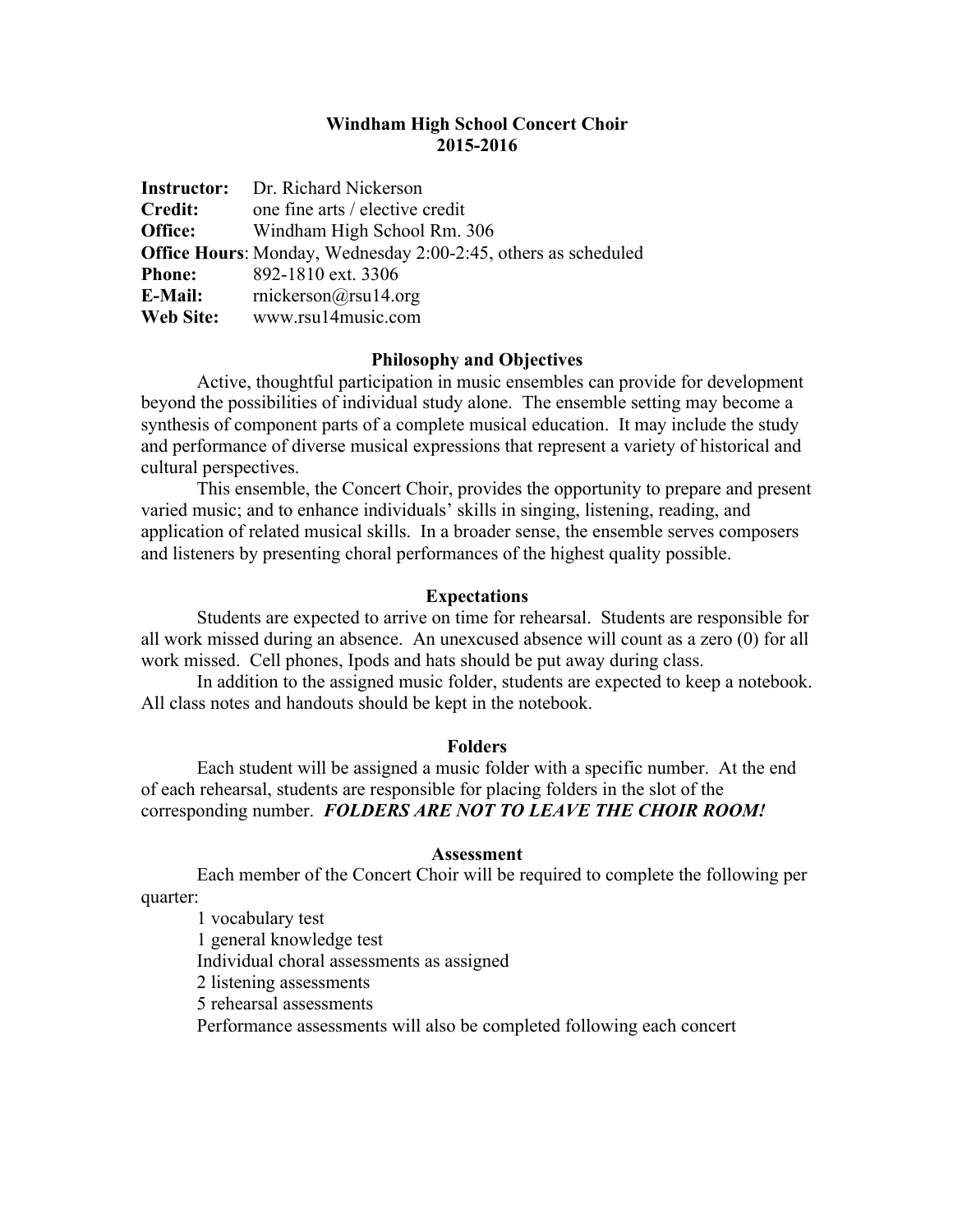# Windham High School Concert Choir
## 2015-2016

**Instructor:** Dr. Richard Nickerson
**Credit:** one fine arts / elective credit
**Office:** Windham High School Rm. 306
**Office Hours**: Monday, Wednesday 2:00-2:45, others as scheduled
**Phone:** 892-1810 ext. 3306
**E-Mail:** rnickerson@rsu14.org
**Web Site:** www.rsu14music.com

### Philosophy and Objectives

Active, thoughtful participation in music ensembles can provide for development beyond the possibilities of individual study alone. The ensemble setting may become a synthesis of component parts of a complete musical education. It may include the study and performance of diverse musical expressions that represent a variety of historical and cultural perspectives.

This ensemble, the Concert Choir, provides the opportunity to prepare and present varied music; and to enhance individuals' skills in singing, listening, reading, and application of related musical skills. In a broader sense, the ensemble serves composers and listeners by presenting choral performances of the highest quality possible.

### Expectations

Students are expected to arrive on time for rehearsal. Students are responsible for all work missed during an absence. An unexcused absence will count as a zero (0) for all work missed. Cell phones, Ipods and hats should be put away during class.

In addition to the assigned music folder, students are expected to keep a notebook. All class notes and handouts should be kept in the notebook.

### Folders

Each student will be assigned a music folder with a specific number. At the end of each rehearsal, students are responsible for placing folders in the slot of the corresponding number. ***FOLDERS ARE NOT TO LEAVE THE CHOIR ROOM!***

### Assessment

Each member of the Concert Choir will be required to complete the following per quarter:

1 vocabulary test
1 general knowledge test
Individual choral assessments as assigned
2 listening assessments
5 rehearsal assessments
Performance assessments will also be completed following each concert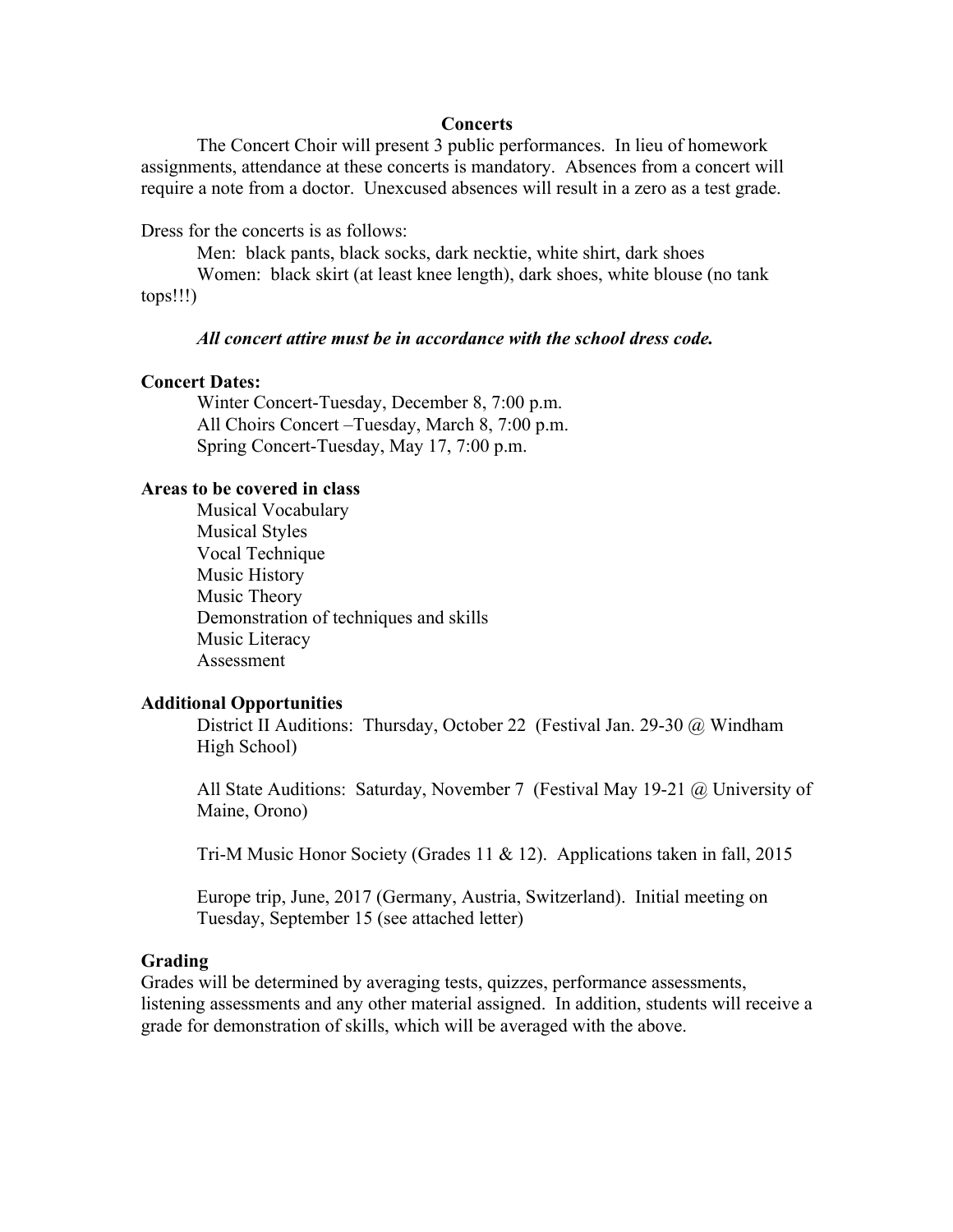## Concerts

The Concert Choir will present 3 public performances. In lieu of homework assignments, attendance at these concerts is mandatory. Absences from a concert will require a note from a doctor. Unexcused absences will result in a zero as a test grade.

Dress for the concerts is as follows:

Men: black pants, black socks, dark necktie, white shirt, dark shoes
Women: black skirt (at least knee length), dark shoes, white blouse (no tank tops!!!)

***All concert attire must be in accordance with the school dress code.***

**Concert Dates:**

Winter Concert-Tuesday, December 8, 7:00 p.m.
All Choirs Concert –Tuesday, March 8, 7:00 p.m.
Spring Concert-Tuesday, May 17, 7:00 p.m.

**Areas to be covered in class**

Musical Vocabulary
Musical Styles
Vocal Technique
Music History
Music Theory
Demonstration of techniques and skills
Music Literacy
Assessment

**Additional Opportunities**

District II Auditions: Thursday, October 22 (Festival Jan. 29-30 @ Windham High School)

All State Auditions: Saturday, November 7 (Festival May 19-21 @ University of Maine, Orono)

Tri-M Music Honor Society (Grades 11 & 12). Applications taken in fall, 2015

Europe trip, June, 2017 (Germany, Austria, Switzerland). Initial meeting on Tuesday, September 15 (see attached letter)

**Grading**

Grades will be determined by averaging tests, quizzes, performance assessments, listening assessments and any other material assigned. In addition, students will receive a grade for demonstration of skills, which will be averaged with the above.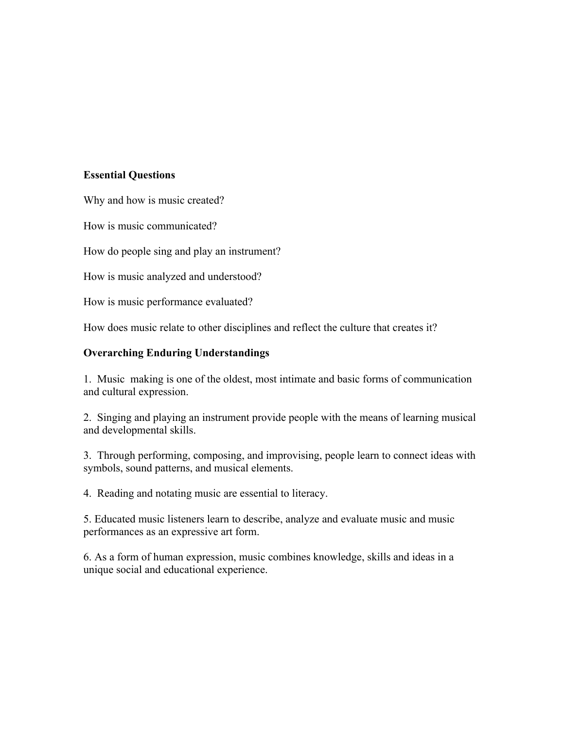**Essential Questions**

Why and how is music created?

How is music communicated?

How do people sing and play an instrument?

How is music analyzed and understood?

How is music performance evaluated?

How does music relate to other disciplines and reflect the culture that creates it?

**Overarching Enduring Understandings**

1. Music making is one of the oldest, most intimate and basic forms of communication and cultural expression.

2. Singing and playing an instrument provide people with the means of learning musical and developmental skills.

3. Through performing, composing, and improvising, people learn to connect ideas with symbols, sound patterns, and musical elements.

4. Reading and notating music are essential to literacy.

5. Educated music listeners learn to describe, analyze and evaluate music and music performances as an expressive art form.

6. As a form of human expression, music combines knowledge, skills and ideas in a unique social and educational experience.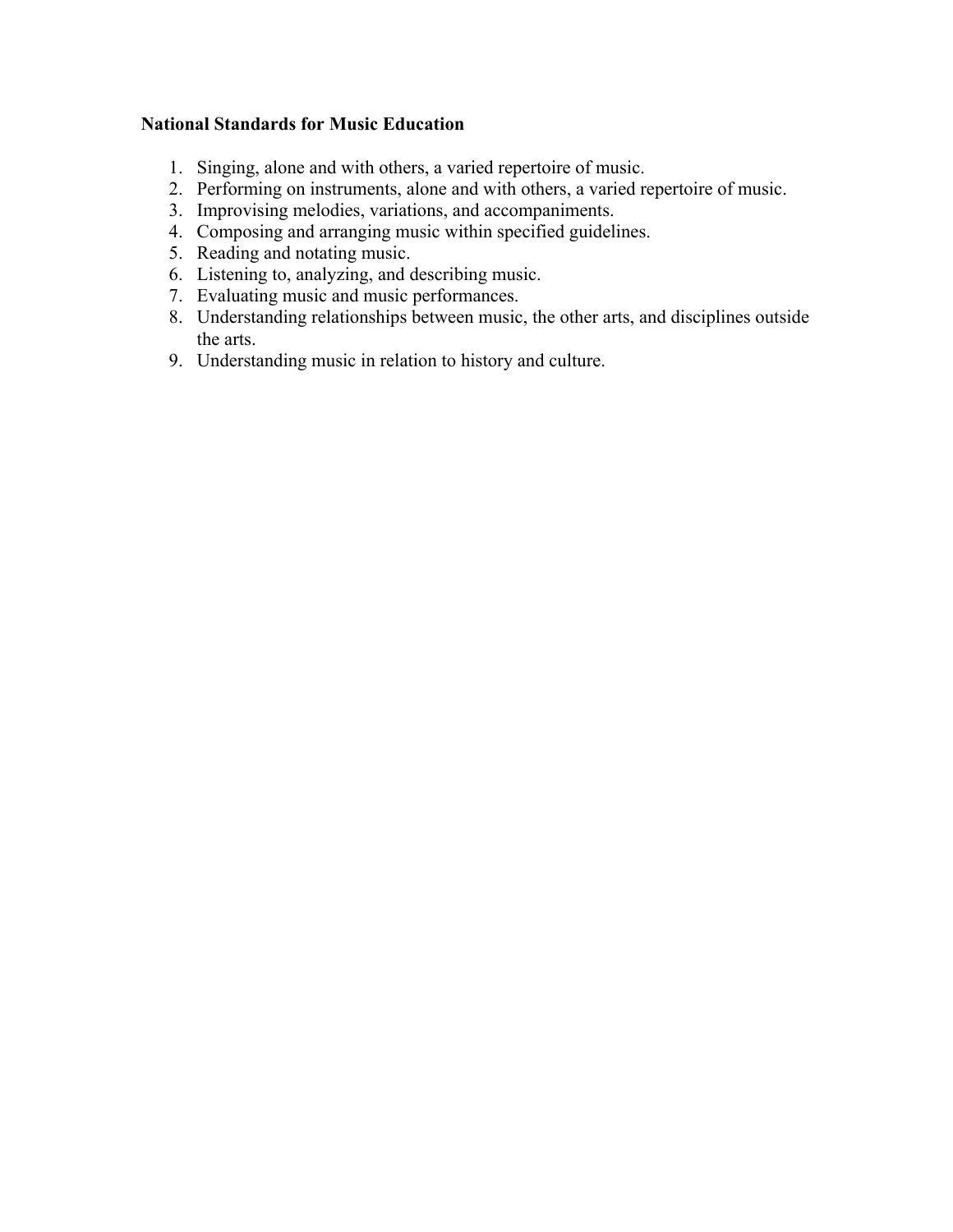**National Standards for Music Education**

1. Singing, alone and with others, a varied repertoire of music.
2. Performing on instruments, alone and with others, a varied repertoire of music.
3. Improvising melodies, variations, and accompaniments.
4. Composing and arranging music within specified guidelines.
5. Reading and notating music.
6. Listening to, analyzing, and describing music.
7. Evaluating music and music performances.
8. Understanding relationships between music, the other arts, and disciplines outside the arts.
9. Understanding music in relation to history and culture.